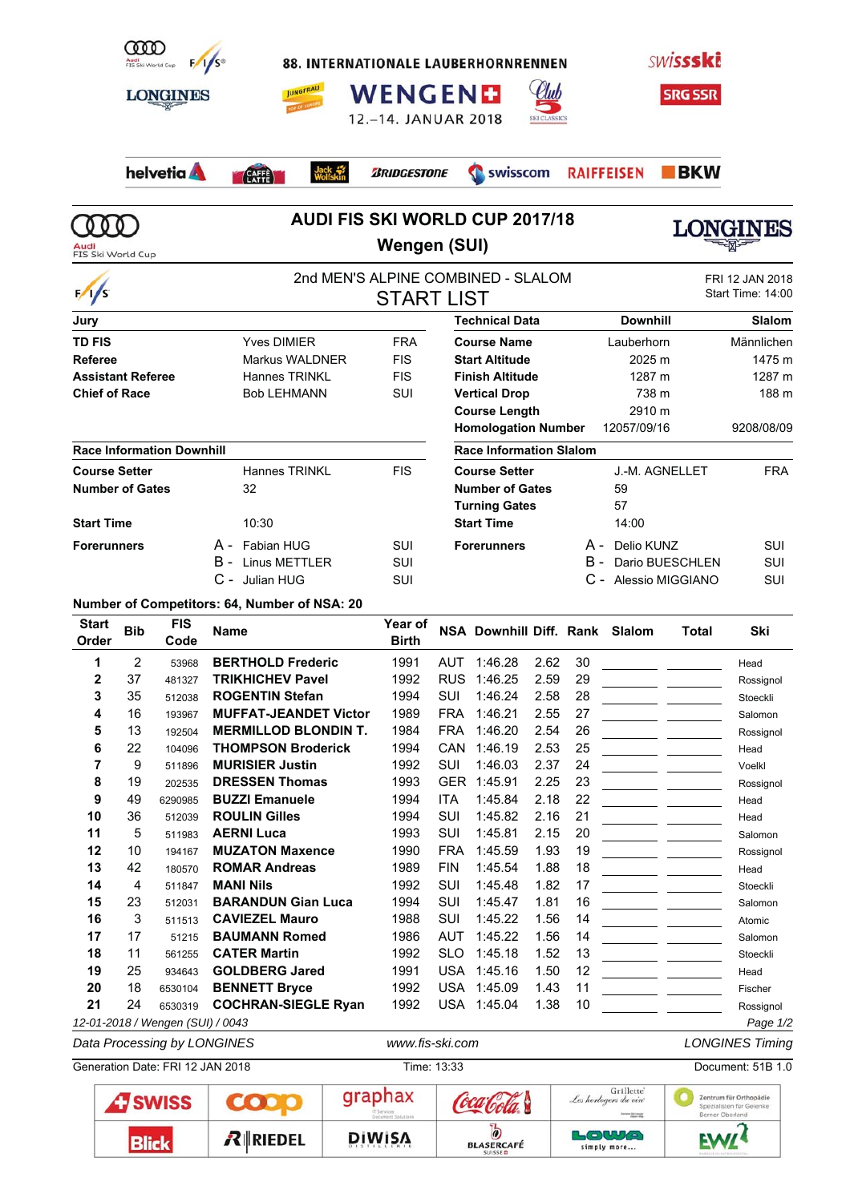88. INTERNATIONALE LAUBERHORNRENNEN

WENGEN

12.–14. JANUAR 2018

# AUDI FIS SKI WORLD CUP 2017/18

## Wengen (SUI)

### 2nd MEN'S ALPINE COMBINED - SLALOM

### START LIST

FRI 12 JAN 2018
Start Time: 14:00

| Jury | | |
|---|---|---|
| **TD FIS** | Yves DIMIER | FRA |
| **Referee** | Markus WALDNER | FIS |
| **Assistant Referee** | Hannes TRINKL | FIS |
| **Chief of Race** | Bob LEHMANN | SUI |

| Technical Data | Downhill | Slalom |
|---|---|---|
| **Course Name** | Lauberhorn | Männlichen |
| **Start Altitude** | 2025 m | 1475 m |
| **Finish Altitude** | 1287 m | 1287 m |
| **Vertical Drop** | 738 m | 188 m |
| **Course Length** | 2910 m | |
| **Homologation Number** | 12057/09/16 | 9208/08/09 |

| Race Information Downhill | | |
|---|---|---|
| **Course Setter** | Hannes TRINKL | FIS |
| **Number of Gates** | 32 | |
| **Start Time** | 10:30 | |
| **Forerunners** | A - Fabian HUG | SUI |
| | B - Linus METTLER | SUI |
| | C - Julian HUG | SUI |

| Race Information Slalom | | |
|---|---|---|
| **Course Setter** | J.-M. AGNELLET | FRA |
| **Number of Gates** | 59 | |
| **Turning Gates** | 57 | |
| **Start Time** | 14:00 | |
| **Forerunners** | A - Delio KUNZ | SUI |
| | B - Dario BUESCHLEN | SUI |
| | C - Alessio MIGGIANO | SUI |

**Number of Competitors: 64, Number of NSA: 20**

| Start Order | Bib | FIS Code | Name | Year of Birth | NSA | Downhill | Diff. | Rank | Slalom | Total | Ski |
|---|---|---|---|---|---|---|---|---|---|---|---|
| 1 | 2 | 53968 | **BERTHOLD Frederic** | 1991 | AUT | 1:46.28 | 2.62 | 30 | | | Head |
| 2 | 37 | 481327 | **TRIKHICHEV Pavel** | 1992 | RUS | 1:46.25 | 2.59 | 29 | | | Rossignol |
| 3 | 35 | 512038 | **ROGENTIN Stefan** | 1994 | SUI | 1:46.24 | 2.58 | 28 | | | Stoeckli |
| 4 | 16 | 193967 | **MUFFAT-JEANDET Victor** | 1989 | FRA | 1:46.21 | 2.55 | 27 | | | Salomon |
| 5 | 13 | 192504 | **MERMILLOD BLONDIN T.** | 1984 | FRA | 1:46.20 | 2.54 | 26 | | | Rossignol |
| 6 | 22 | 104096 | **THOMPSON Broderick** | 1994 | CAN | 1:46.19 | 2.53 | 25 | | | Head |
| 7 | 9 | 511896 | **MURISIER Justin** | 1992 | SUI | 1:46.03 | 2.37 | 24 | | | Voelkl |
| 8 | 19 | 202535 | **DRESSEN Thomas** | 1993 | GER | 1:45.91 | 2.25 | 23 | | | Rossignol |
| 9 | 49 | 6290985 | **BUZZI Emanuele** | 1994 | ITA | 1:45.84 | 2.18 | 22 | | | Head |
| 10 | 36 | 512039 | **ROULIN Gilles** | 1994 | SUI | 1:45.82 | 2.16 | 21 | | | Head |
| 11 | 5 | 511983 | **AERNI Luca** | 1993 | SUI | 1:45.81 | 2.15 | 20 | | | Salomon |
| 12 | 10 | 194167 | **MUZATON Maxence** | 1990 | FRA | 1:45.59 | 1.93 | 19 | | | Rossignol |
| 13 | 42 | 180570 | **ROMAR Andreas** | 1989 | FIN | 1:45.54 | 1.88 | 18 | | | Head |
| 14 | 4 | 511847 | **MANI Nils** | 1992 | SUI | 1:45.48 | 1.82 | 17 | | | Stoeckli |
| 15 | 23 | 512031 | **BARANDUN Gian Luca** | 1994 | SUI | 1:45.47 | 1.81 | 16 | | | Salomon |
| 16 | 3 | 511513 | **CAVIEZEL Mauro** | 1988 | SUI | 1:45.22 | 1.56 | 14 | | | Atomic |
| 17 | 17 | 51215 | **BAUMANN Romed** | 1986 | AUT | 1:45.22 | 1.56 | 14 | | | Salomon |
| 18 | 11 | 561255 | **CATER Martin** | 1992 | SLO | 1:45.18 | 1.52 | 13 | | | Stoeckli |
| 19 | 25 | 934643 | **GOLDBERG Jared** | 1991 | USA | 1:45.16 | 1.50 | 12 | | | Head |
| 20 | 18 | 6530104 | **BENNETT Bryce** | 1992 | USA | 1:45.09 | 1.43 | 11 | | | Fischer |
| 21 | 24 | 6530319 | **COCHRAN-SIEGLE Ryan** | 1992 | USA | 1:45.04 | 1.38 | 10 | | | Rossignol |

12-01-2018 / Wengen (SUI) / 0043

Data Processing by LONGINES — www.fis-ski.com — LONGINES Timing

Generation Date: FRI 12 JAN 2018 — Time: 13:33 — Document: 51B 1.0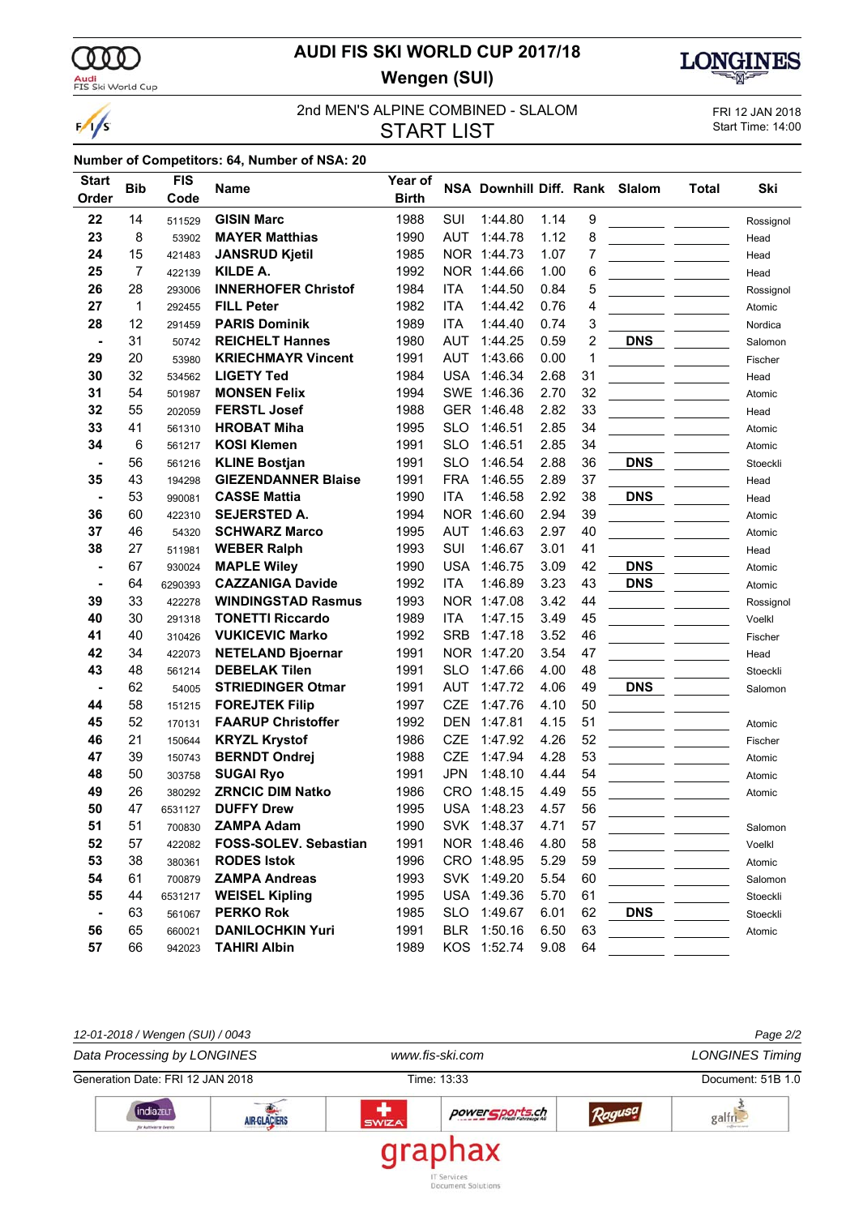# AUDI FIS SKI WORLD CUP 2017/18

## Wengen (SUI)

2nd MEN'S ALPINE COMBINED - SLALOM

## START LIST

FRI 12 JAN 2018
Start Time: 14:00

**Number of Competitors: 64, Number of NSA: 20**

| Start Order | Bib | FIS Code | Name | Year of Birth | NSA | Downhill | Diff. | Rank | Slalom | Total | Ski |
|---|---|---|---|---|---|---|---|---|---|---|---|
| 22 | 14 | 511529 | GISIN Marc | 1988 | SUI | 1:44.80 | 1.14 | 9 | | | Rossignol |
| 23 | 8 | 53902 | MAYER Matthias | 1990 | AUT | 1:44.78 | 1.12 | 8 | | | Head |
| 24 | 15 | 421483 | JANSRUD Kjetil | 1985 | NOR | 1:44.73 | 1.07 | 7 | | | Head |
| 25 | 7 | 422139 | KILDE A. | 1992 | NOR | 1:44.66 | 1.00 | 6 | | | Head |
| 26 | 28 | 293006 | INNERHOFER Christof | 1984 | ITA | 1:44.50 | 0.84 | 5 | | | Rossignol |
| 27 | 1 | 292455 | FILL Peter | 1982 | ITA | 1:44.42 | 0.76 | 4 | | | Atomic |
| 28 | 12 | 291459 | PARIS Dominik | 1989 | ITA | 1:44.40 | 0.74 | 3 | | | Nordica |
| - | 31 | 50742 | REICHELT Hannes | 1980 | AUT | 1:44.25 | 0.59 | 2 | DNS | | Salomon |
| 29 | 20 | 53980 | KRIECHMAYR Vincent | 1991 | AUT | 1:43.66 | 0.00 | 1 | | | Fischer |
| 30 | 32 | 534562 | LIGETY Ted | 1984 | USA | 1:46.34 | 2.68 | 31 | | | Head |
| 31 | 54 | 501987 | MONSEN Felix | 1994 | SWE | 1:46.36 | 2.70 | 32 | | | Atomic |
| 32 | 55 | 202059 | FERSTL Josef | 1988 | GER | 1:46.48 | 2.82 | 33 | | | Head |
| 33 | 41 | 561310 | HROBAT Miha | 1995 | SLO | 1:46.51 | 2.85 | 34 | | | Atomic |
| 34 | 6 | 561217 | KOSI Klemen | 1991 | SLO | 1:46.51 | 2.85 | 34 | | | Atomic |
| - | 56 | 561216 | KLINE Bostjan | 1991 | SLO | 1:46.54 | 2.88 | 36 | DNS | | Stoeckli |
| 35 | 43 | 194298 | GIEZENDANNER Blaise | 1991 | FRA | 1:46.55 | 2.89 | 37 | | | Head |
| - | 53 | 990081 | CASSE Mattia | 1990 | ITA | 1:46.58 | 2.92 | 38 | DNS | | Head |
| 36 | 60 | 422310 | SEJERSTED A. | 1994 | NOR | 1:46.60 | 2.94 | 39 | | | Atomic |
| 37 | 46 | 54320 | SCHWARZ Marco | 1995 | AUT | 1:46.63 | 2.97 | 40 | | | Atomic |
| 38 | 27 | 511981 | WEBER Ralph | 1993 | SUI | 1:46.67 | 3.01 | 41 | | | Head |
| - | 67 | 930024 | MAPLE Wiley | 1990 | USA | 1:46.75 | 3.09 | 42 | DNS | | Atomic |
| - | 64 | 6290393 | CAZZANIGA Davide | 1992 | ITA | 1:46.89 | 3.23 | 43 | DNS | | Atomic |
| 39 | 33 | 422278 | WINDINGSTAD Rasmus | 1993 | NOR | 1:47.08 | 3.42 | 44 | | | Rossignol |
| 40 | 30 | 291318 | TONETTI Riccardo | 1989 | ITA | 1:47.15 | 3.49 | 45 | | | Voelkl |
| 41 | 40 | 310426 | VUKICEVIC Marko | 1992 | SRB | 1:47.18 | 3.52 | 46 | | | Fischer |
| 42 | 34 | 422073 | NETELAND Bjoernar | 1991 | NOR | 1:47.20 | 3.54 | 47 | | | Head |
| 43 | 48 | 561214 | DEBELAK Tilen | 1991 | SLO | 1:47.66 | 4.00 | 48 | | | Stoeckli |
| - | 62 | 54005 | STRIEDINGER Otmar | 1991 | AUT | 1:47.72 | 4.06 | 49 | DNS | | Salomon |
| 44 | 58 | 151215 | FOREJTEK Filip | 1997 | CZE | 1:47.76 | 4.10 | 50 | | | |
| 45 | 52 | 170131 | FAARUP Christoffer | 1992 | DEN | 1:47.81 | 4.15 | 51 | | | Atomic |
| 46 | 21 | 150644 | KRYZL Krystof | 1986 | CZE | 1:47.92 | 4.26 | 52 | | | Fischer |
| 47 | 39 | 150743 | BERNDT Ondrej | 1988 | CZE | 1:47.94 | 4.28 | 53 | | | Atomic |
| 48 | 50 | 303758 | SUGAI Ryo | 1991 | JPN | 1:48.10 | 4.44 | 54 | | | Atomic |
| 49 | 26 | 380292 | ZRNCIC DIM Natko | 1986 | CRO | 1:48.15 | 4.49 | 55 | | | Atomic |
| 50 | 47 | 6531127 | DUFFY Drew | 1995 | USA | 1:48.23 | 4.57 | 56 | | | |
| 51 | 51 | 700830 | ZAMPA Adam | 1990 | SVK | 1:48.37 | 4.71 | 57 | | | Salomon |
| 52 | 57 | 422082 | FOSS-SOLEV. Sebastian | 1991 | NOR | 1:48.46 | 4.80 | 58 | | | Voelkl |
| 53 | 38 | 380361 | RODES Istok | 1996 | CRO | 1:48.95 | 5.29 | 59 | | | Atomic |
| 54 | 61 | 700879 | ZAMPA Andreas | 1993 | SVK | 1:49.20 | 5.54 | 60 | | | Salomon |
| 55 | 44 | 6531217 | WEISEL Kipling | 1995 | USA | 1:49.36 | 5.70 | 61 | | | Stoeckli |
| - | 63 | 561067 | PERKO Rok | 1985 | SLO | 1:49.67 | 6.01 | 62 | DNS | | Stoeckli |
| 56 | 65 | 660021 | DANILOCHKIN Yuri | 1991 | BLR | 1:50.16 | 6.50 | 63 | | | Atomic |
| 57 | 66 | 942023 | TAHIRI Albin | 1989 | KOS | 1:52.74 | 9.08 | 64 | | | |

12-01-2018 / Wengen (SUI) / 0043

Data Processing by LONGINES — www.fis-ski.com — LONGINES Timing

Generation Date: FRI 12 JAN 2018 — Time: 13:33 — Document: 51B 1.0